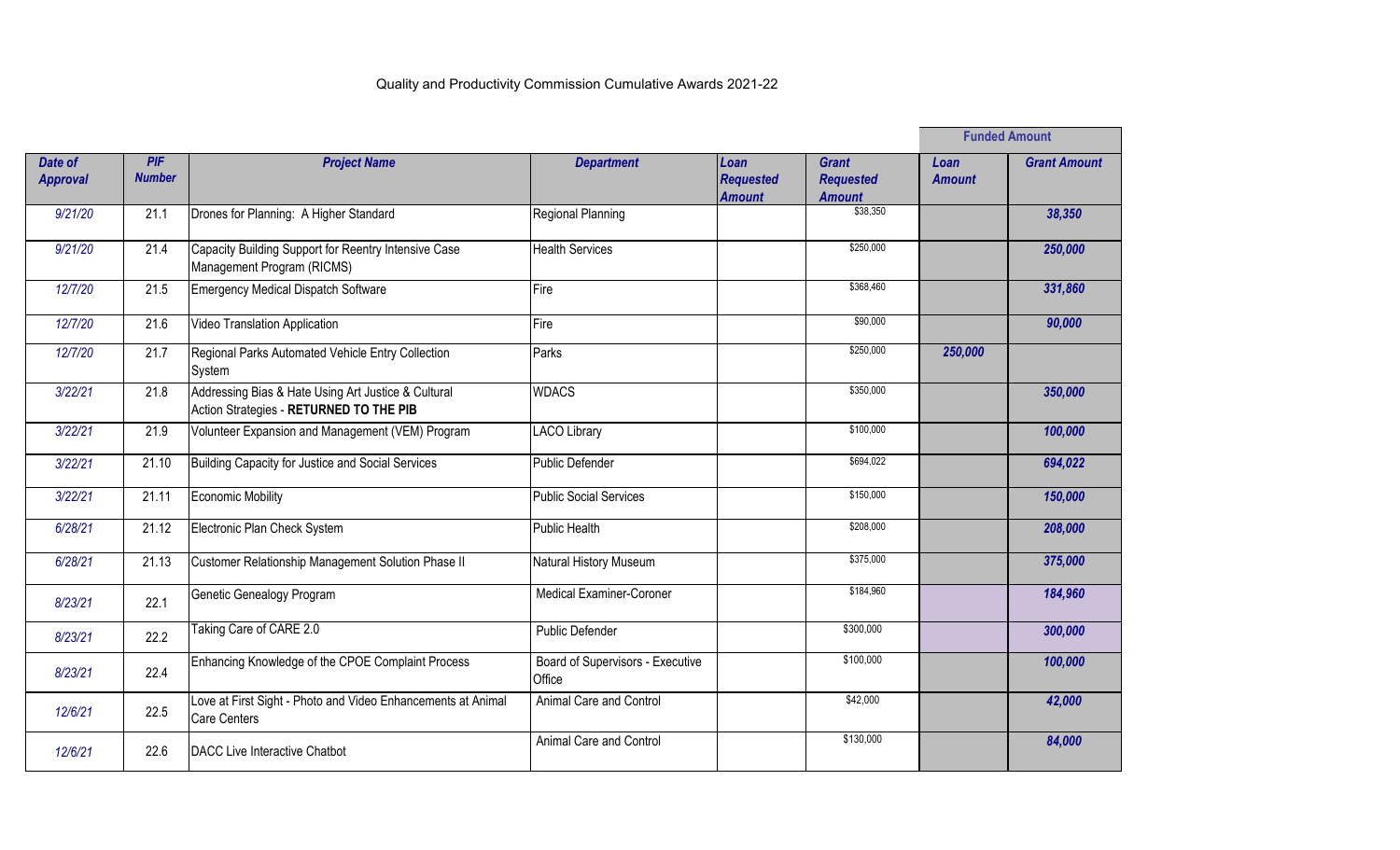# Quality and Productivity Commission Cumulative Awards 2021-22

| *Date of Approval* | *PIF Number* | *Project Name* | *Department* | *Loan Requested Amount* | *Grant Requested Amount* | Funded Amount | |
|---|---|---|---|---|---|---|---|
| | | | | | | *Loan Amount* | *Grant Amount* |
| *9/21/20* | 21.1 | Drones for Planning: A Higher Standard | Regional Planning | | $38,350 | | ***38,350*** |
| *9/21/20* | 21.4 | Capacity Building Support for Reentry Intensive Case Management Program (RICMS) | Health Services | | $250,000 | | ***250,000*** |
| *12/7/20* | 21.5 | Emergency Medical Dispatch Software | Fire | | $368,460 | | ***331,860*** |
| *12/7/20* | 21.6 | Video Translation Application | Fire | | $90,000 | | ***90,000*** |
| *12/7/20* | 21.7 | Regional Parks Automated Vehicle Entry Collection System | Parks | | $250,000 | ***250,000*** | |
| *3/22/21* | 21.8 | Addressing Bias & Hate Using Art Justice & Cultural Action Strategies - **RETURNED TO THE PIB** | WDACS | | $350,000 | | ***350,000*** |
| *3/22/21* | 21.9 | Volunteer Expansion and Management (VEM) Program | LACO Library | | $100,000 | | ***100,000*** |
| *3/22/21* | 21.10 | Building Capacity for Justice and Social Services | Public Defender | | $694,022 | | ***694,022*** |
| *3/22/21* | 21.11 | Economic Mobility | Public Social Services | | $150,000 | | ***150,000*** |
| *6/28/21* | 21.12 | Electronic Plan Check System | Public Health | | $208,000 | | ***208,000*** |
| *6/28/21* | 21.13 | Customer Relationship Management Solution Phase II | Natural History Museum | | $375,000 | | ***375,000*** |
| *8/23/21* | 22.1 | Genetic Genealogy Program | Medical Examiner-Coroner | | $184,960 | | ***184,960*** |
| *8/23/21* | 22.2 | Taking Care of CARE 2.0 | Public Defender | | $300,000 | | ***300,000*** |
| *8/23/21* | 22.4 | Enhancing Knowledge of the CPOE Complaint Process | Board of Supervisors - Executive Office | | $100,000 | | ***100,000*** |
| *12/6/21* | 22.5 | Love at First Sight - Photo and Video Enhancements at Animal Care Centers | Animal Care and Control | | $42,000 | | ***42,000*** |
| *12/6/21* | 22.6 | DACC Live Interactive Chatbot | Animal Care and Control | | $130,000 | | ***84,000*** |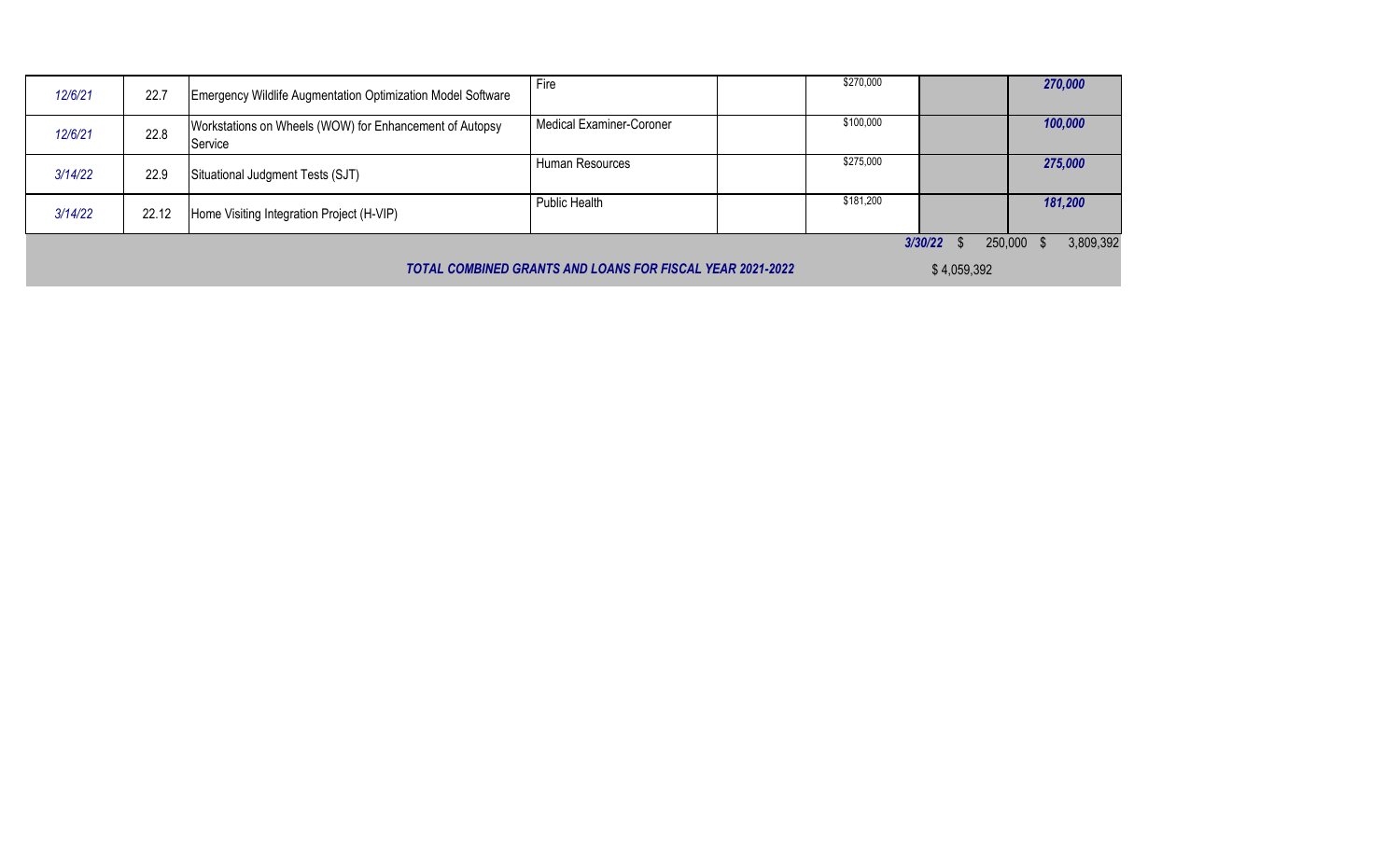| | | | | | | | |
|---|---|---|---|---|---|---|---|
| *12/6/21* | 22.7 | Emergency Wildlife Augmentation Optimization Model Software | Fire | | $270,000 | | ***270,000*** |
| *12/6/21* | 22.8 | Workstations on Wheels (WOW) for Enhancement of Autopsy Service | Medical Examiner-Coroner | | $100,000 | | ***100,000*** |
| *3/14/22* | 22.9 | Situational Judgment Tests (SJT) | Human Resources | | $275,000 | | ***275,000*** |
| *3/14/22* | 22.12 | Home Visiting Integration Project (H-VIP) | Public Health | | $181,200 | | ***181,200*** |
| | | | | | ***3/30/22*** | $ 250,000 | $ 3,809,392 |
| | | ***TOTAL COMBINED GRANTS AND LOANS FOR FISCAL YEAR 2021-2022*** | | | | $ 4,059,392 | |